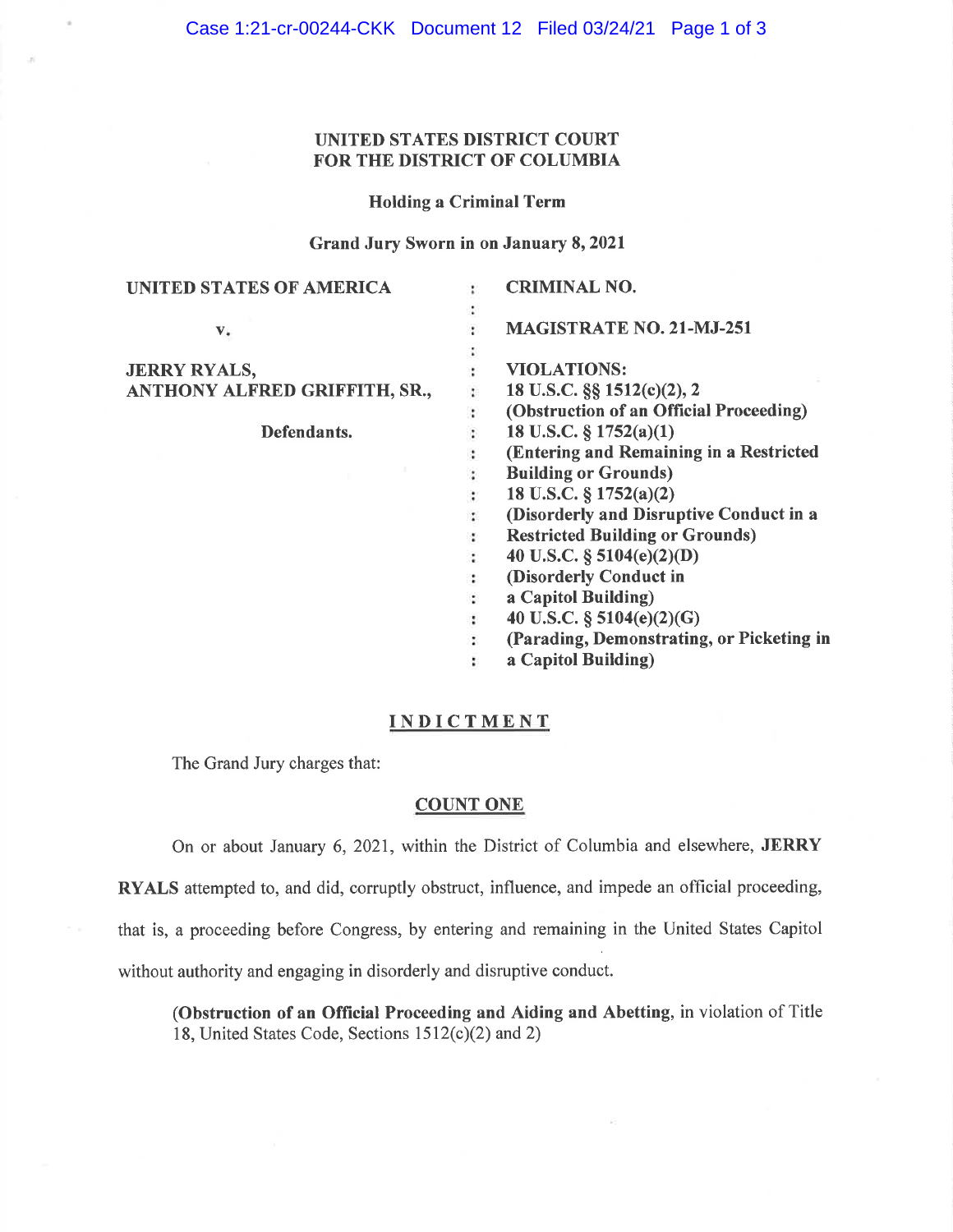**UNITED STATES DISTRICT COURT**
**FOR THE DISTRICT OF COLUMBIA**

**Holding a Criminal Term**

**Grand Jury Sworn in on January 8, 2021**

| | | |
|---|---|---|
| **UNITED STATES OF AMERICA** | : | **CRIMINAL NO.** |
| | : | |
| **v.** | : | **MAGISTRATE NO. 21-MJ-251** |
| | : | |
| **JERRY RYALS,** | : | **VIOLATIONS:** |
| **ANTHONY ALFRED GRIFFITH, SR.,** | : | **18 U.S.C. §§ 1512(c)(2), 2** |
| | : | **(Obstruction of an Official Proceeding)** |
| **Defendants.** | : | **18 U.S.C. § 1752(a)(1)** |
| | : | **(Entering and Remaining in a Restricted Building or Grounds)** |
| | : | **18 U.S.C. § 1752(a)(2)** |
| | : | **(Disorderly and Disruptive Conduct in a Restricted Building or Grounds)** |
| | : | **40 U.S.C. § 5104(e)(2)(D)** |
| | : | **(Disorderly Conduct in a Capitol Building)** |
| | : | **40 U.S.C. § 5104(e)(2)(G)** |
| | : | **(Parading, Demonstrating, or Picketing in a Capitol Building)** |

# INDICTMENT

The Grand Jury charges that:

## COUNT ONE

On or about January 6, 2021, within the District of Columbia and elsewhere, **JERRY RYALS** attempted to, and did, corruptly obstruct, influence, and impede an official proceeding, that is, a proceeding before Congress, by entering and remaining in the United States Capitol without authority and engaging in disorderly and disruptive conduct.

(**Obstruction of an Official Proceeding and Aiding and Abetting**, in violation of Title 18, United States Code, Sections 1512(c)(2) and 2)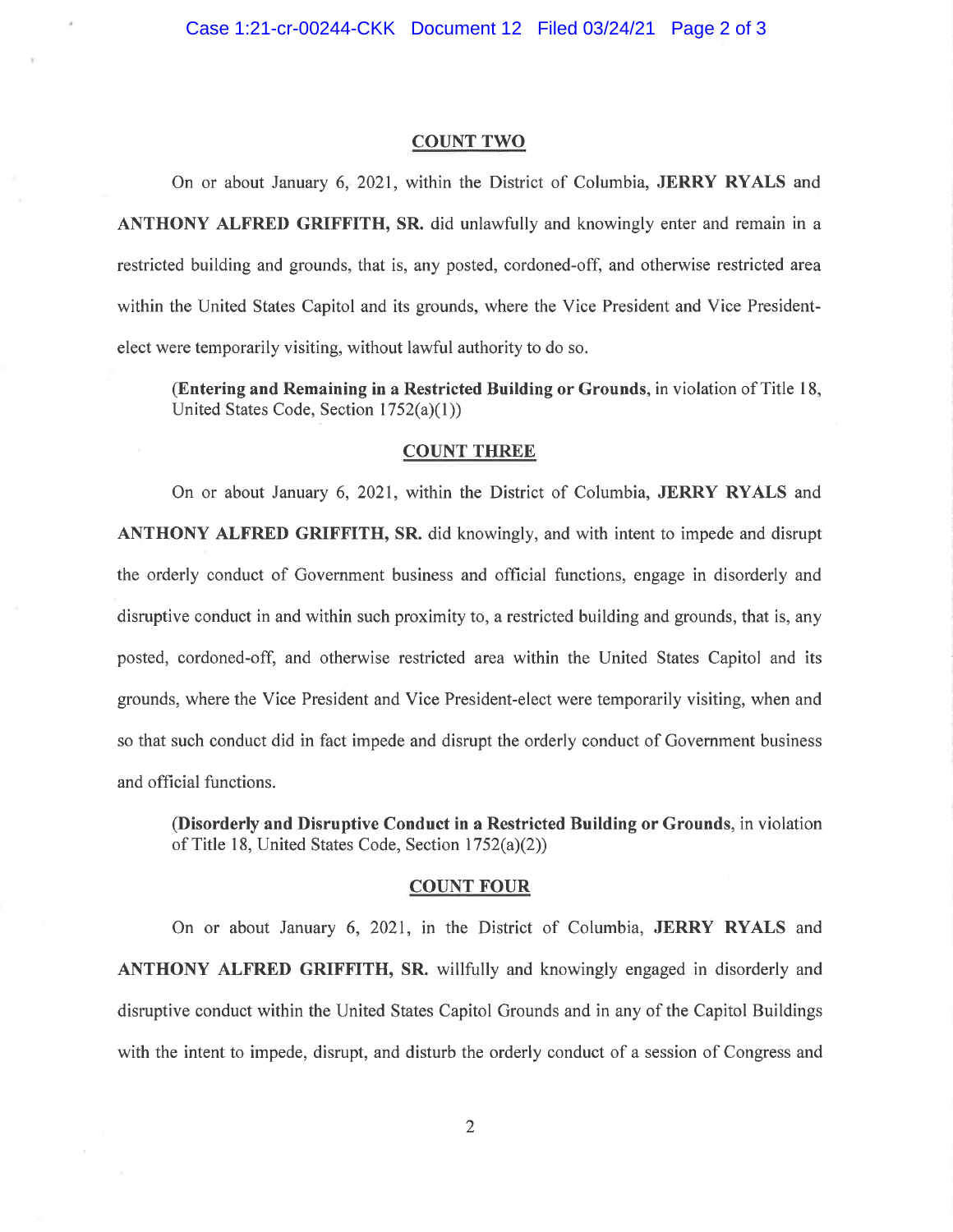## COUNT TWO

On or about January 6, 2021, within the District of Columbia, **JERRY RYALS** and **ANTHONY ALFRED GRIFFITH, SR.** did unlawfully and knowingly enter and remain in a restricted building and grounds, that is, any posted, cordoned-off, and otherwise restricted area within the United States Capitol and its grounds, where the Vice President and Vice President-elect were temporarily visiting, without lawful authority to do so.

(**Entering and Remaining in a Restricted Building or Grounds**, in violation of Title 18, United States Code, Section 1752(a)(1))

## COUNT THREE

On or about January 6, 2021, within the District of Columbia, **JERRY RYALS** and **ANTHONY ALFRED GRIFFITH, SR.** did knowingly, and with intent to impede and disrupt the orderly conduct of Government business and official functions, engage in disorderly and disruptive conduct in and within such proximity to, a restricted building and grounds, that is, any posted, cordoned-off, and otherwise restricted area within the United States Capitol and its grounds, where the Vice President and Vice President-elect were temporarily visiting, when and so that such conduct did in fact impede and disrupt the orderly conduct of Government business and official functions.

(**Disorderly and Disruptive Conduct in a Restricted Building or Grounds**, in violation of Title 18, United States Code, Section 1752(a)(2))

## COUNT FOUR

On or about January 6, 2021, in the District of Columbia, **JERRY RYALS** and **ANTHONY ALFRED GRIFFITH, SR.** willfully and knowingly engaged in disorderly and disruptive conduct within the United States Capitol Grounds and in any of the Capitol Buildings with the intent to impede, disrupt, and disturb the orderly conduct of a session of Congress and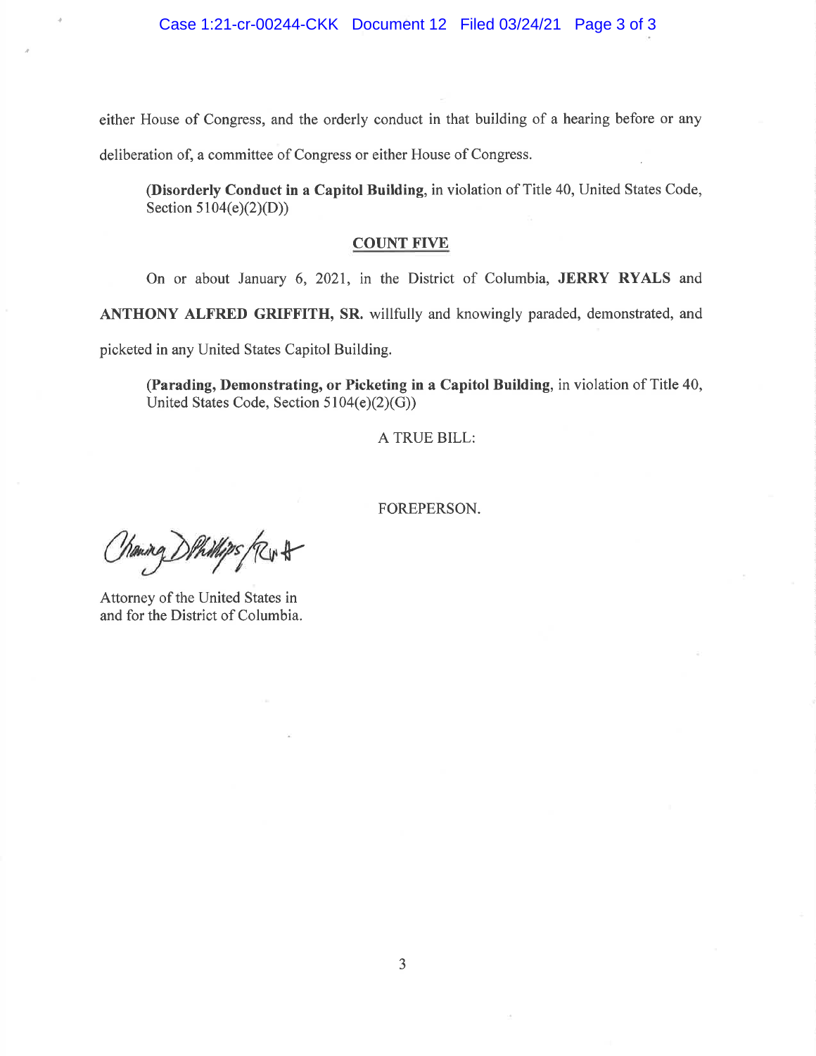either House of Congress, and the orderly conduct in that building of a hearing before or any deliberation of, a committee of Congress or either House of Congress.

> **(Disorderly Conduct in a Capitol Building**, in violation of Title 40, United States Code, Section 5104(e)(2)(D))

## COUNT FIVE

On or about January 6, 2021, in the District of Columbia, **JERRY RYALS** and **ANTHONY ALFRED GRIFFITH, SR.** willfully and knowingly paraded, demonstrated, and picketed in any United States Capitol Building.

> **(Parading, Demonstrating, or Picketing in a Capitol Building**, in violation of Title 40, United States Code, Section 5104(e)(2)(G))

A TRUE BILL:

FOREPERSON.

Channing D Phillips /RW

Attorney of the United States in
and for the District of Columbia.